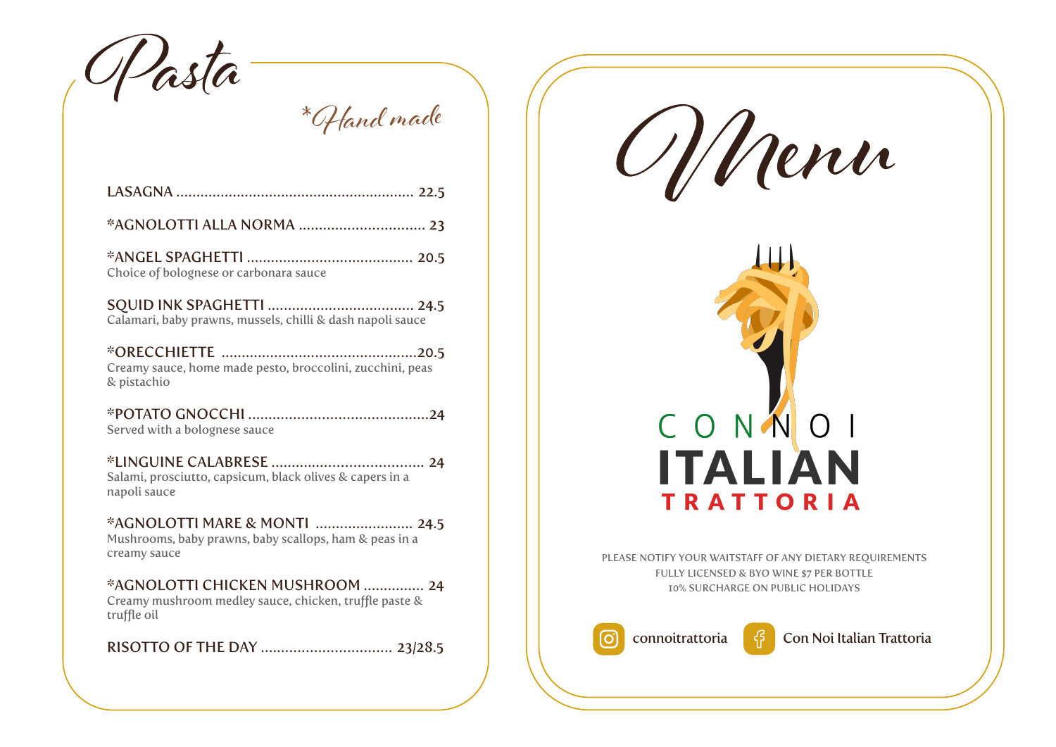# Pasta

*Hand made

LASAGNA ........................................................ 22.5

*AGNOLOTTI ALLA NORMA .............................. 23

*ANGEL SPAGHETTI ........................................ 20.5
Choice of bolognese or carbonara sauce

SQUID INK SPAGHETTI .................................. 24.5
Calamari, baby prawns, mussels, chilli & dash napoli sauce

*ORECCHIETTE ................................................20.5
Creamy sauce, home made pesto, broccolini, zucchini, peas & pistachio

*POTATO GNOCCHI ...........................................24
Served with a bolognese sauce

*LINGUINE CALABRESE .................................... 24
Salami, prosciutto, capsicum, black olives & capers in a napoli sauce

*AGNOLOTTI MARE & MONTI ....................... 24.5
Mushrooms, baby prawns, baby scallops, ham & peas in a creamy sauce

*AGNOLOTTI CHICKEN MUSHROOM ............... 24
Creamy mushroom medley sauce, chicken, truffle paste & truffle oil

RISOTTO OF THE DAY ............................... 23/28.5

# Menu

CON NOI
ITALIAN
TRATTORIA

PLEASE NOTIFY YOUR WAITSTAFF OF ANY DIETARY REQUIREMENTS
FULLY LICENSED & BYO WINE $7 PER BOTTLE
10% SURCHARGE ON PUBLIC HOLIDAYS

connoitrattoria
Con Noi Italian Trattoria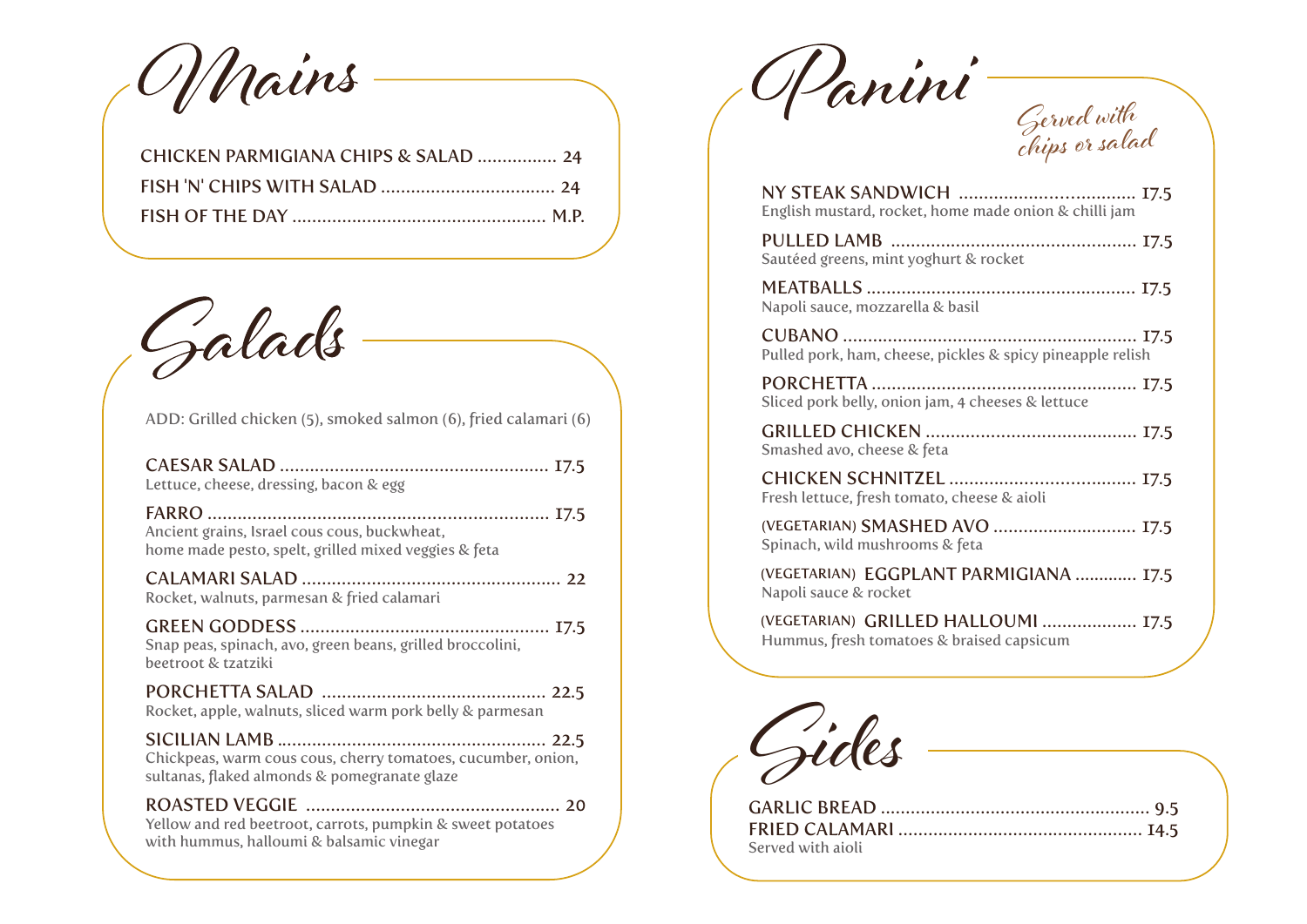# Mains

CHICKEN PARMIGIANA CHIPS & SALAD ................ 24
FISH 'N' CHIPS WITH SALAD ................................... 24
FISH OF THE DAY ................................................... M.P.

# Salads

ADD: Grilled chicken (5), smoked salmon (6), fried calamari (6)

CAESAR SALAD ...................................................... 17.5
Lettuce, cheese, dressing, bacon & egg

FARRO ..................................................................... 17.5
Ancient grains, Israel cous cous, buckwheat, home made pesto, spelt, grilled mixed veggies & feta

CALAMARI SALAD .................................................... 22
Rocket, walnuts, parmesan & fried calamari

GREEN GODDESS .................................................. 17.5
Snap peas, spinach, avo, green beans, grilled broccolini, beetroot & tzatziki

PORCHETTA SALAD ............................................. 22.5
Rocket, apple, walnuts, sliced warm pork belly & parmesan

SICILIAN LAMB ...................................................... 22.5
Chickpeas, warm cous cous, cherry tomatoes, cucumber, onion, sultanas, flaked almonds & pomegranate glaze

ROASTED VEGGIE ................................................... 20
Yellow and red beetroot, carrots, pumpkin & sweet potatoes with hummus, halloumi & balsamic vinegar

# Panini

*Served with chips or salad*

NY STEAK SANDWICH .................................... 17.5
English mustard, rocket, home made onion & chilli jam

PULLED LAMB .................................................. 17.5
Sautéed greens, mint yoghurt & rocket

MEATBALLS ...................................................... 17.5
Napoli sauce, mozzarella & basil

CUBANO ............................................................ 17.5
Pulled pork, ham, cheese, pickles & spicy pineapple relish

PORCHETTA ..................................................... 17.5
Sliced pork belly, onion jam, 4 cheeses & lettuce

GRILLED CHICKEN ........................................... 17.5
Smashed avo, cheese & feta

CHICKEN SCHNITZEL ..................................... 17.5
Fresh lettuce, fresh tomato, cheese & aioli

(VEGETARIAN) SMASHED AVO ............................. 17.5
Spinach, wild mushrooms & feta

(VEGETARIAN) EGGPLANT PARMIGIANA ............. 17.5
Napoli sauce & rocket

(VEGETARIAN) GRILLED HALLOUMI ................... 17.5
Hummus, fresh tomatoes & braised capsicum

# Sides

GARLIC BREAD ...................................................... 9.5
FRIED CALAMARI ................................................. 14.5
Served with aioli